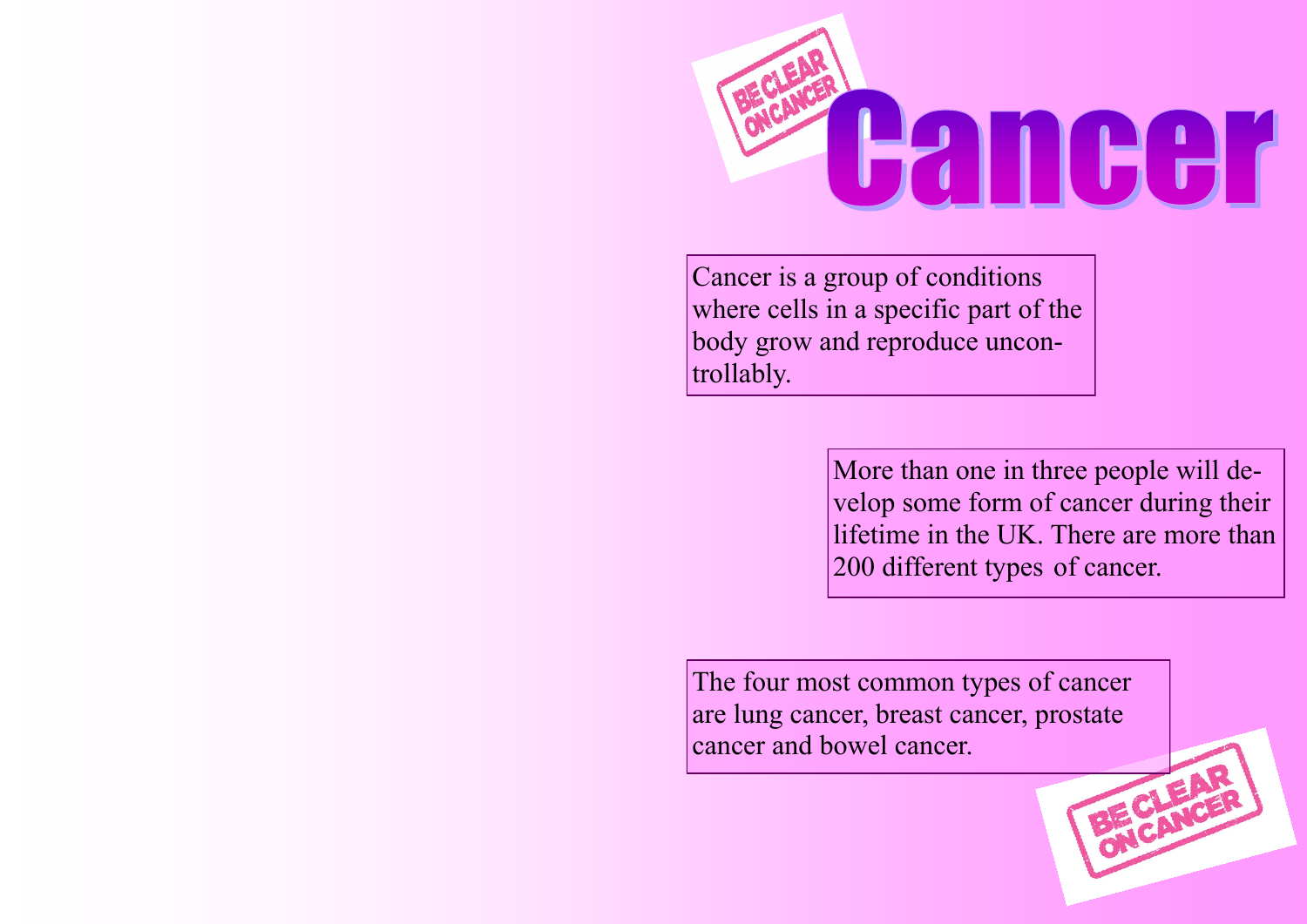# Cancer

Cancer is a group of conditions where cells in a specific part of the body grow and reproduce uncontrollably.

More than one in three people will develop some form of cancer during their lifetime in the UK. There are more than 200 different types of cancer.

The four most common types of cancer are lung cancer, breast cancer, prostate cancer and bowel cancer.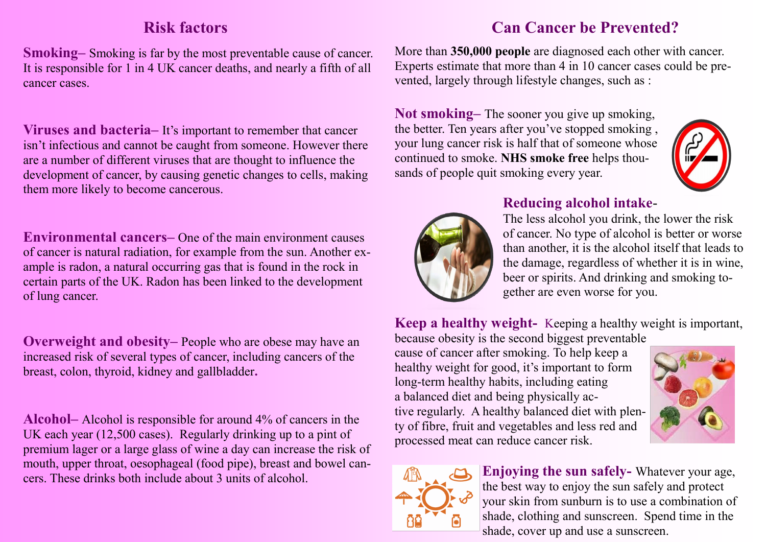## Risk factors

**Smoking–** Smoking is far by the most preventable cause of cancer. It is responsible for 1 in 4 UK cancer deaths, and nearly a fifth of all cancer cases.

**Viruses and bacteria–** It's important to remember that cancer isn't infectious and cannot be caught from someone. However there are a number of different viruses that are thought to influence the development of cancer, by causing genetic changes to cells, making them more likely to become cancerous.

**Environmental cancers–** One of the main environment causes of cancer is natural radiation, for example from the sun. Another example is radon, a natural occurring gas that is found in the rock in certain parts of the UK. Radon has been linked to the development of lung cancer.

**Overweight and obesity–** People who are obese may have an increased risk of several types of cancer, including cancers of the breast, colon, thyroid, kidney and gallbladder**.**

**Alcohol–** Alcohol is responsible for around 4% of cancers in the UK each year (12,500 cases). Regularly drinking up to a pint of premium lager or a large glass of wine a day can increase the risk of mouth, upper throat, oesophageal (food pipe), breast and bowel cancers. These drinks both include about 3 units of alcohol.

## Can Cancer be Prevented?

More than **350,000 people** are diagnosed each other with cancer. Experts estimate that more than 4 in 10 cancer cases could be prevented, largely through lifestyle changes, such as :

**Not smoking–** The sooner you give up smoking, the better. Ten years after you've stopped smoking , your lung cancer risk is half that of someone whose continued to smoke. **NHS smoke free** helps thousands of people quit smoking every year.

**Reducing alcohol intake-** The less alcohol you drink, the lower the risk of cancer. No type of alcohol is better or worse than another, it is the alcohol itself that leads to the damage, regardless of whether it is in wine, beer or spirits. And drinking and smoking together are even worse for you.

**Keep a healthy weight-** Keeping a healthy weight is important, because obesity is the second biggest preventable cause of cancer after smoking. To help keep a healthy weight for good, it's important to form long-term healthy habits, including eating a balanced diet and being physically active regularly. A healthy balanced diet with plenty of fibre, fruit and vegetables and less red and processed meat can reduce cancer risk.

**Enjoying the sun safely-** Whatever your age, the best way to enjoy the sun safely and protect your skin from sunburn is to use a combination of shade, clothing and sunscreen. Spend time in the shade, cover up and use a sunscreen.